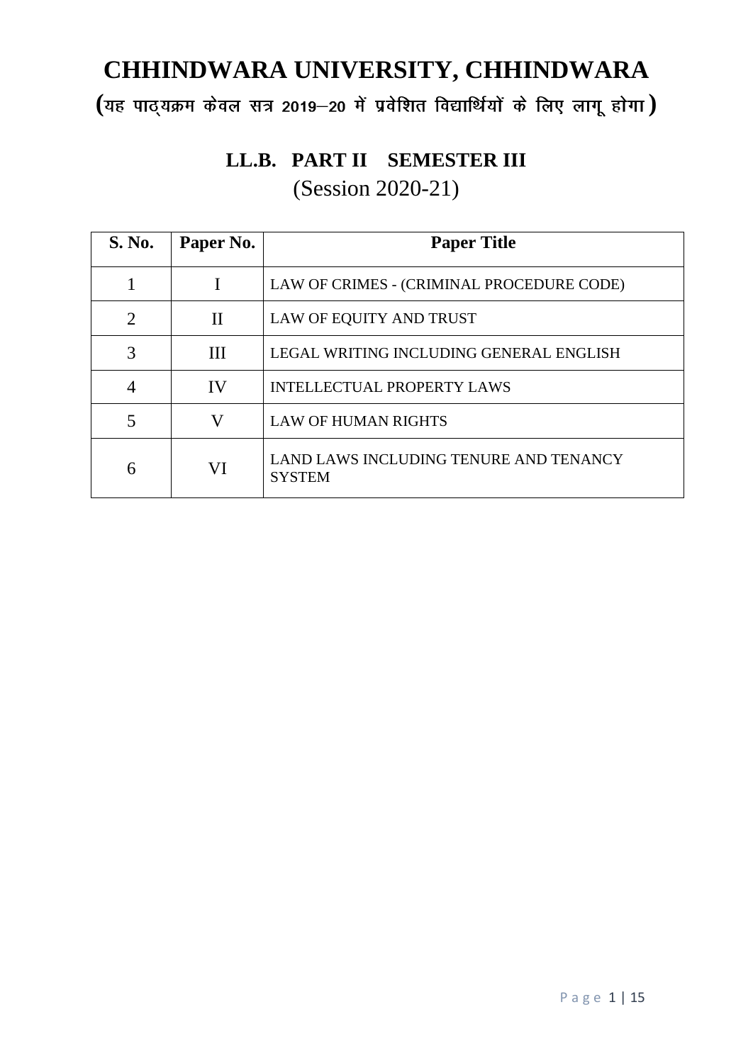# CHHINDWARA UNIVERSITY, CHHINDWARA

**(यह पाठ्यक्रम केवल सत्र 2019–20 में प्रवेशित विद्यार्थियों के लिए लागू होगा)**

## LL.B. PART II SEMESTER III

(Session 2020-21)

| S. No. | Paper No. | Paper Title |
|---|---|---|
| 1 | I | LAW OF CRIMES - (CRIMINAL PROCEDURE CODE) |
| 2 | II | LAW OF EQUITY AND TRUST |
| 3 | III | LEGAL WRITING INCLUDING GENERAL ENGLISH |
| 4 | IV | INTELLECTUAL PROPERTY LAWS |
| 5 | V | LAW OF HUMAN RIGHTS |
| 6 | VI | LAND LAWS INCLUDING TENURE AND TENANCY SYSTEM |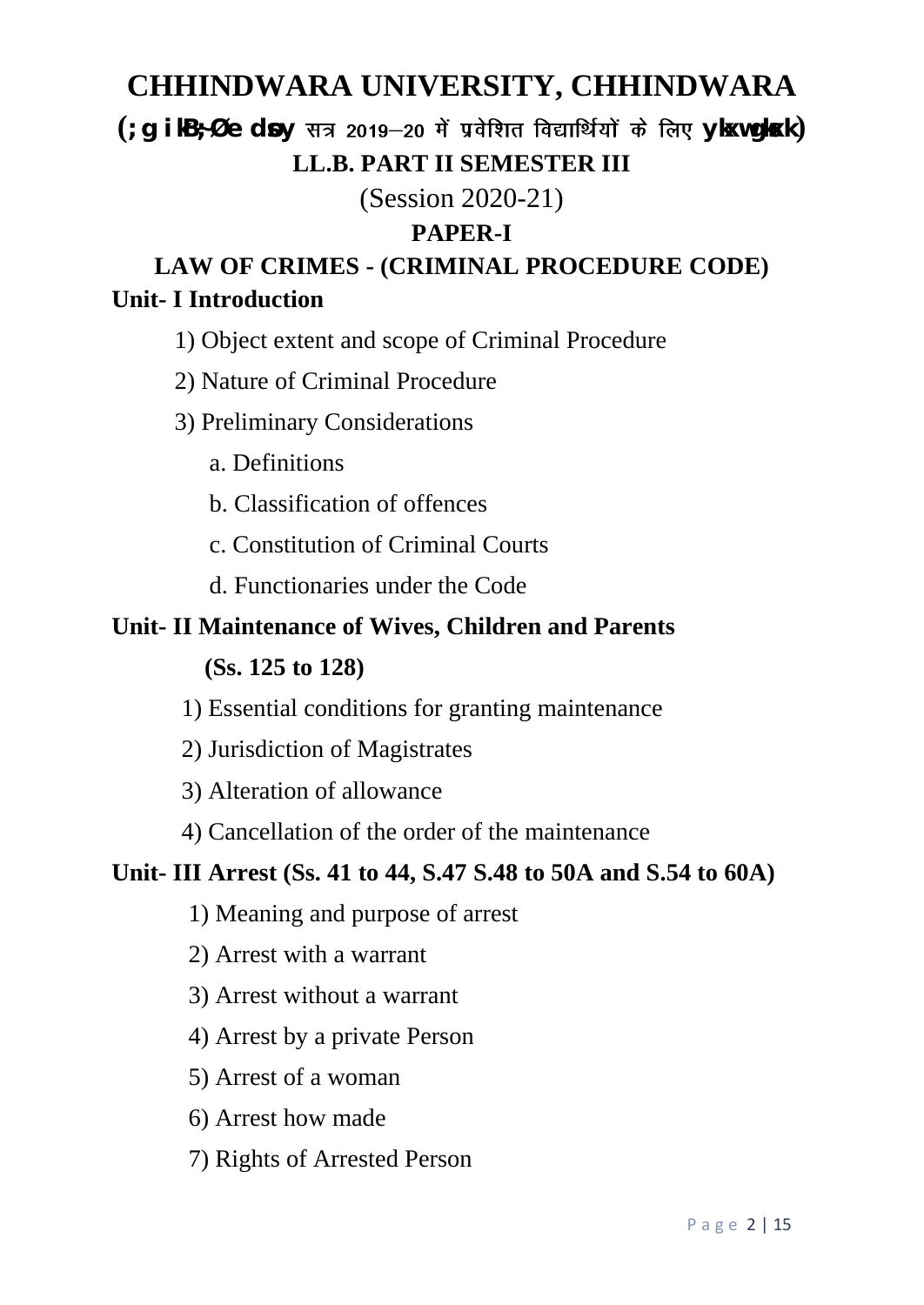# CHHINDWARA UNIVERSITY, CHHINDWARA

**(;g ikB~;Øe dsoy सत्र 2019–20 में प्रवेशित विद्यार्थियों के लिए ykxw gksxk)**

## LL.B. PART II SEMESTER III

(Session 2020-21)

## PAPER-I

## LAW OF CRIMES - (CRIMINAL PROCEDURE CODE)

### Unit- I Introduction

1) Object extent and scope of Criminal Procedure
2) Nature of Criminal Procedure
3) Preliminary Considerations
   a. Definitions
   b. Classification of offences
   c. Constitution of Criminal Courts
   d. Functionaries under the Code

### Unit- II Maintenance of Wives, Children and Parents (Ss. 125 to 128)

1) Essential conditions for granting maintenance
2) Jurisdiction of Magistrates
3) Alteration of allowance
4) Cancellation of the order of the maintenance

### Unit- III Arrest (Ss. 41 to 44, S.47 S.48 to 50A and S.54 to 60A)

1) Meaning and purpose of arrest
2) Arrest with a warrant
3) Arrest without a warrant
4) Arrest by a private Person
5) Arrest of a woman
6) Arrest how made
7) Rights of Arrested Person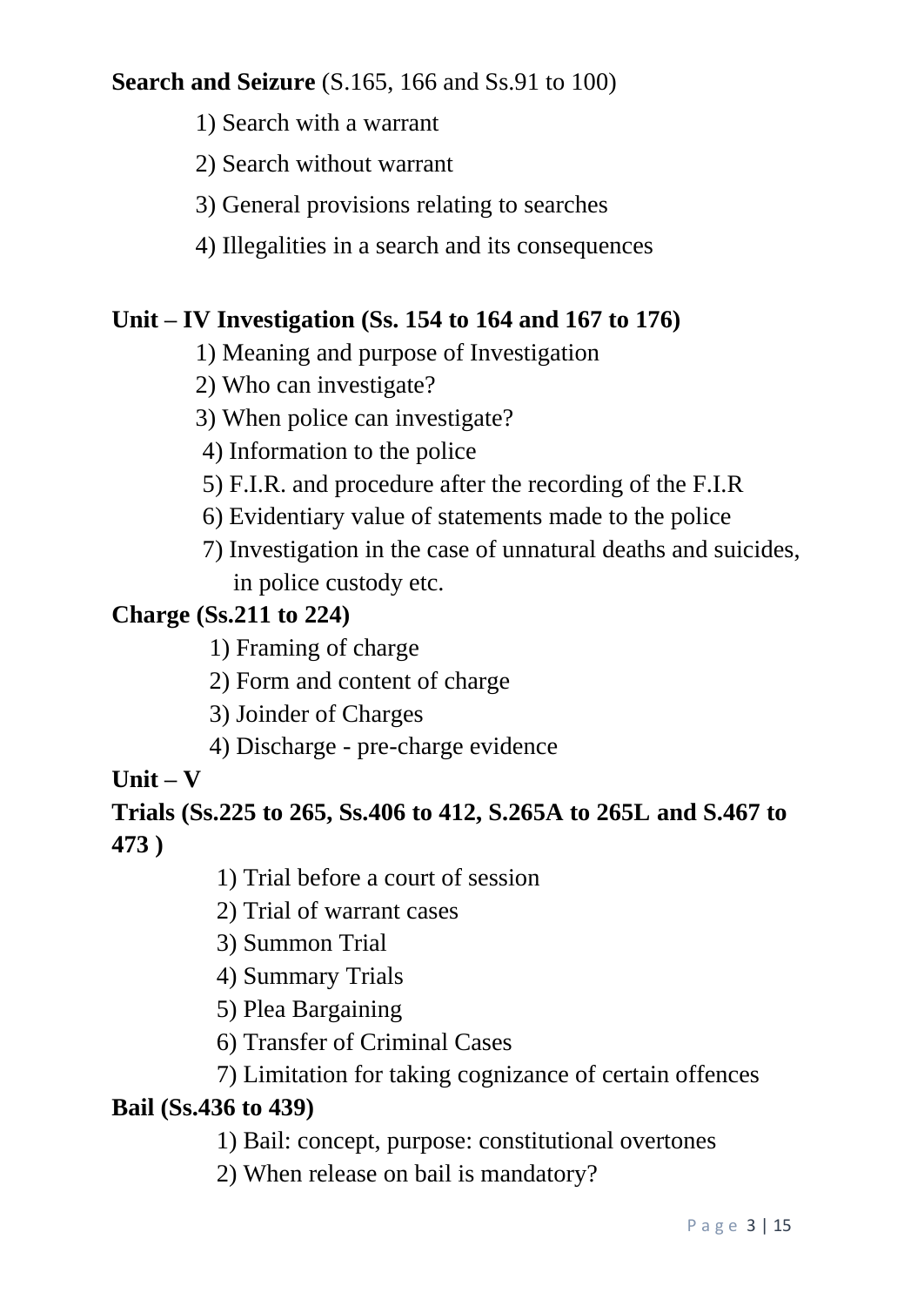**Search and Seizure** (S.165, 166 and Ss.91 to 100)

1) Search with a warrant
2) Search without warrant
3) General provisions relating to searches
4) Illegalities in a search and its consequences

**Unit – IV Investigation (Ss. 154 to 164 and 167 to 176)**

1) Meaning and purpose of Investigation
2) Who can investigate?
3) When police can investigate?
4) Information to the police
5) F.I.R. and procedure after the recording of the F.I.R
6) Evidentiary value of statements made to the police
7) Investigation in the case of unnatural deaths and suicides, in police custody etc.

**Charge (Ss.211 to 224)**

1) Framing of charge
2) Form and content of charge
3) Joinder of Charges
4) Discharge - pre-charge evidence

**Unit – V**

**Trials (Ss.225 to 265, Ss.406 to 412, S.265A to 265L and S.467 to 473 )**

1) Trial before a court of session
2) Trial of warrant cases
3) Summon Trial
4) Summary Trials
5) Plea Bargaining
6) Transfer of Criminal Cases
7) Limitation for taking cognizance of certain offences

**Bail (Ss.436 to 439)**

1) Bail: concept, purpose: constitutional overtones
2) When release on bail is mandatory?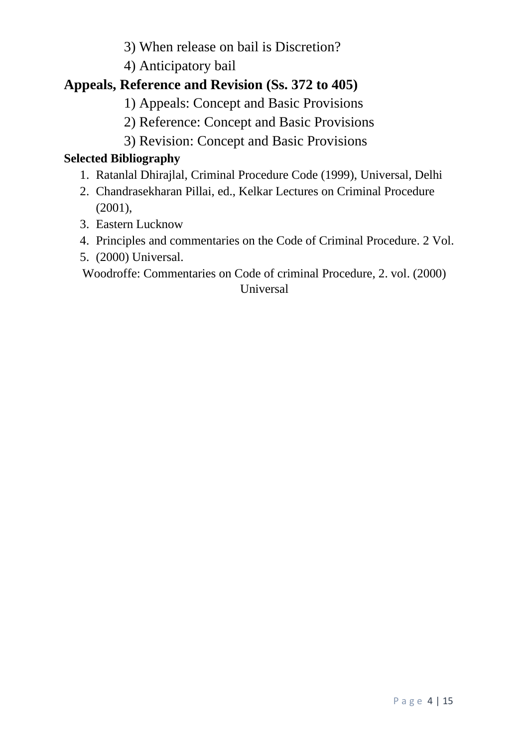3) When release on bail is Discretion?

4) Anticipatory bail

## Appeals, Reference and Revision (Ss. 372 to 405)

1) Appeals: Concept and Basic Provisions

2) Reference: Concept and Basic Provisions

3) Revision: Concept and Basic Provisions

**Selected Bibliography**

1. Ratanlal Dhirajlal, Criminal Procedure Code (1999), Universal, Delhi
2. Chandrasekharan Pillai, ed., Kelkar Lectures on Criminal Procedure (2001),
3. Eastern Lucknow
4. Principles and commentaries on the Code of Criminal Procedure. 2 Vol.
5. (2000) Universal.

Woodroffe: Commentaries on Code of criminal Procedure, 2. vol. (2000) Universal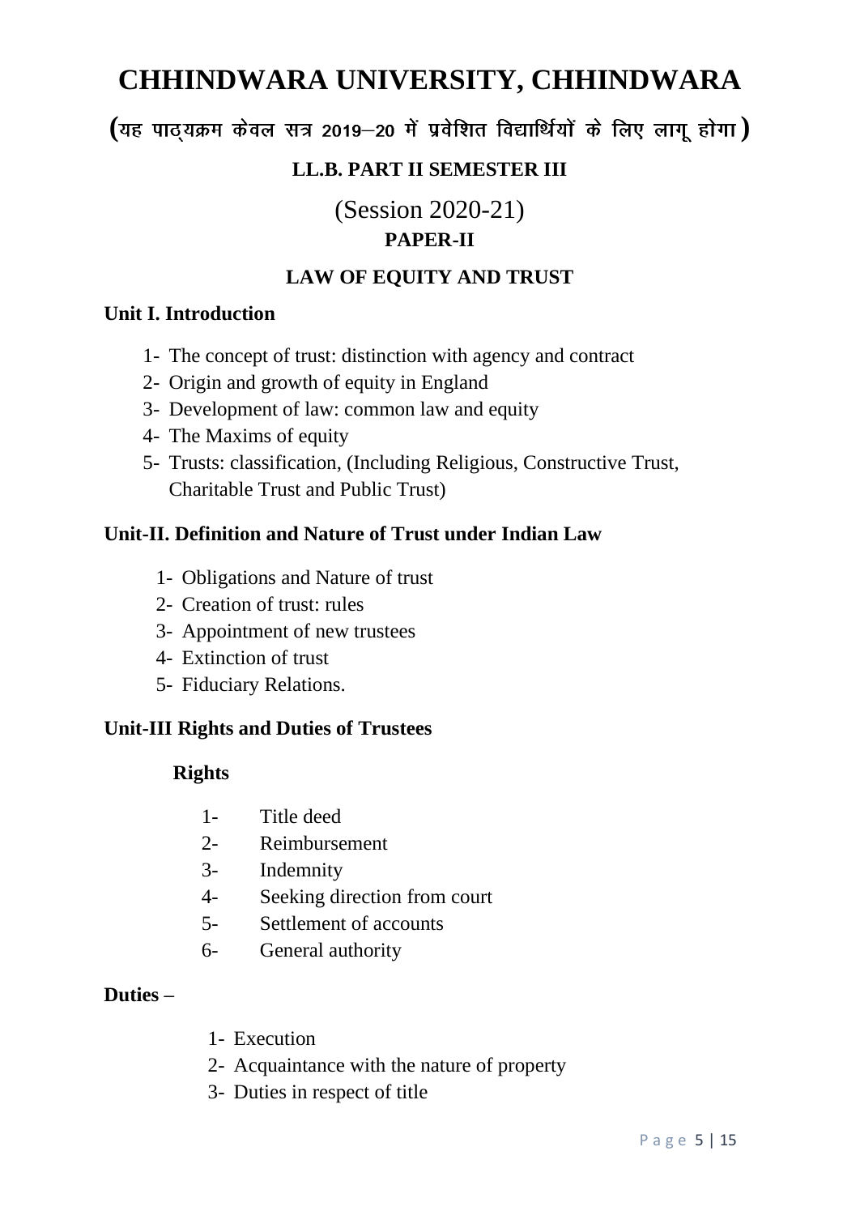# CHHINDWARA UNIVERSITY, CHHINDWARA

## (यह पाठ्यक्रम केवल सत्र 2019–20 में प्रवेशित विद्यार्थियों के लिए लागू होगा)

### LL.B. PART II SEMESTER III

(Session 2020-21)

### PAPER-II

### LAW OF EQUITY AND TRUST

**Unit I. Introduction**

1- The concept of trust: distinction with agency and contract
2- Origin and growth of equity in England
3- Development of law: common law and equity
4- The Maxims of equity
5- Trusts: classification, (Including Religious, Constructive Trust, Charitable Trust and Public Trust)

**Unit-II. Definition and Nature of Trust under Indian Law**

1- Obligations and Nature of trust
2- Creation of trust: rules
3- Appointment of new trustees
4- Extinction of trust
5- Fiduciary Relations.

**Unit-III Rights and Duties of Trustees**

**Rights**

1- Title deed
2- Reimbursement
3- Indemnity
4- Seeking direction from court
5- Settlement of accounts
6- General authority

**Duties –**

1- Execution
2- Acquaintance with the nature of property
3- Duties in respect of title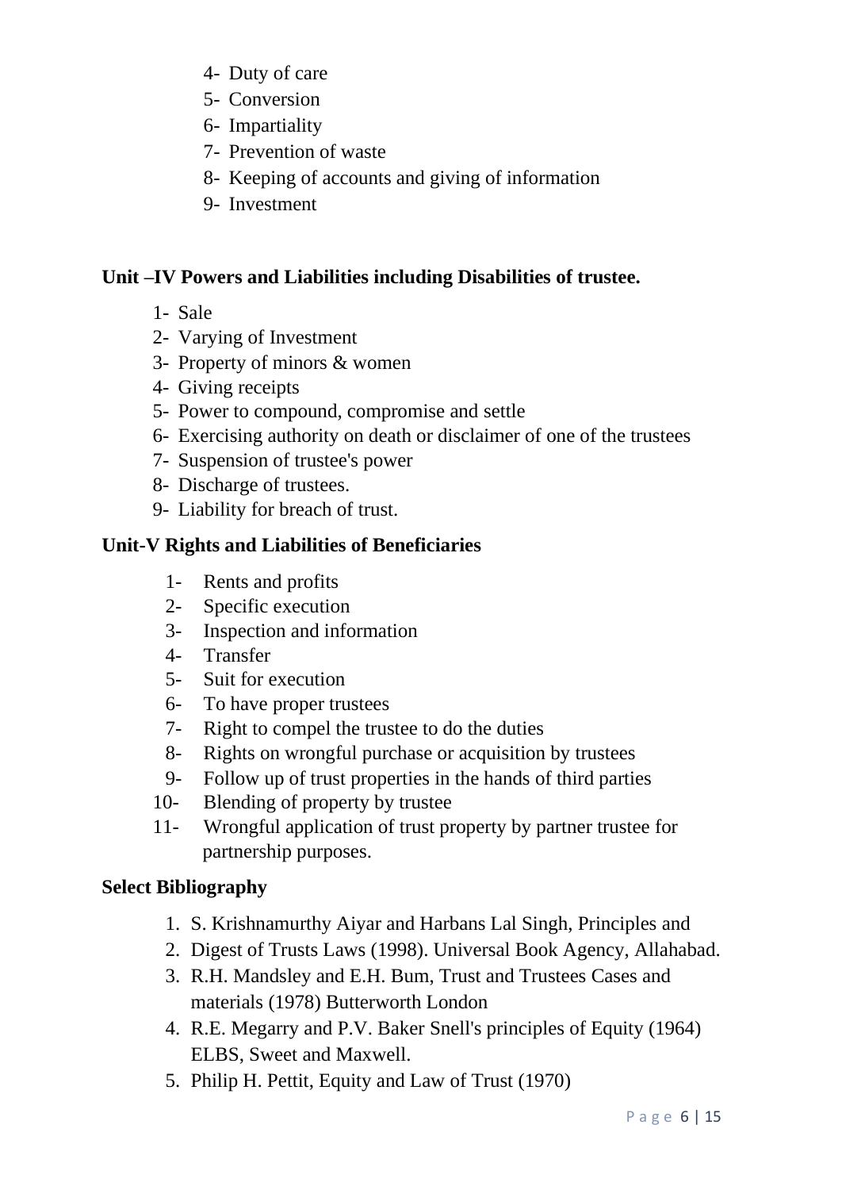4- Duty of care
5- Conversion
6- Impartiality
7- Prevention of waste
8- Keeping of accounts and giving of information
9- Investment

**Unit –IV Powers and Liabilities including Disabilities of trustee.**

1- Sale
2- Varying of Investment
3- Property of minors & women
4- Giving receipts
5- Power to compound, compromise and settle
6- Exercising authority on death or disclaimer of one of the trustees
7- Suspension of trustee's power
8- Discharge of trustees.
9- Liability for breach of trust.

**Unit-V Rights and Liabilities of Beneficiaries**

1- Rents and profits
2- Specific execution
3- Inspection and information
4- Transfer
5- Suit for execution
6- To have proper trustees
7- Right to compel the trustee to do the duties
8- Rights on wrongful purchase or acquisition by trustees
9- Follow up of trust properties in the hands of third parties
10- Blending of property by trustee
11- Wrongful application of trust property by partner trustee for partnership purposes.

**Select Bibliography**

1. S. Krishnamurthy Aiyar and Harbans Lal Singh, Principles and
2. Digest of Trusts Laws (1998). Universal Book Agency, Allahabad.
3. R.H. Mandsley and E.H. Bum, Trust and Trustees Cases and materials (1978) Butterworth London
4. R.E. Megarry and P.V. Baker Snell's principles of Equity (1964) ELBS, Sweet and Maxwell.
5. Philip H. Pettit, Equity and Law of Trust (1970)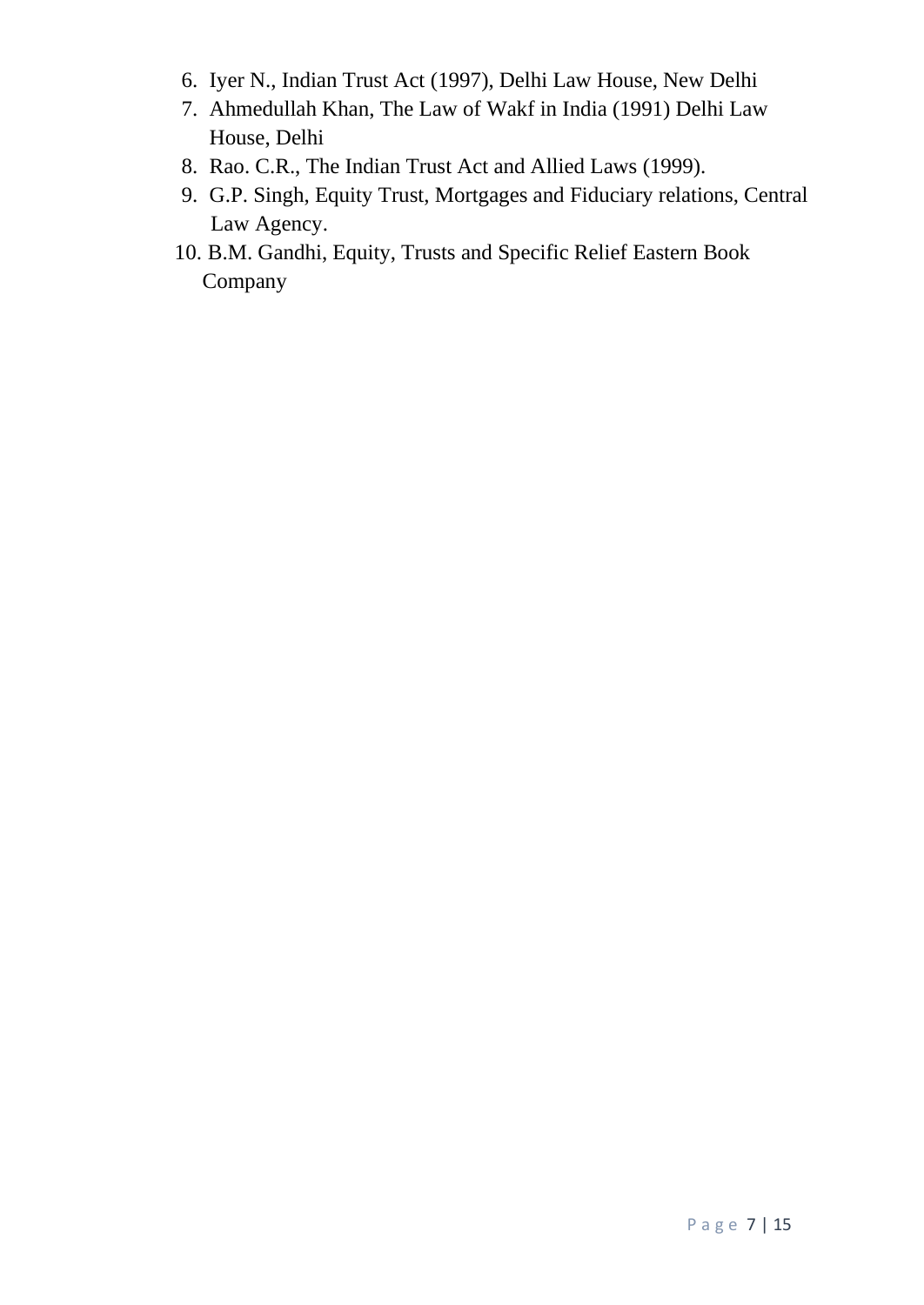6. Iyer N., Indian Trust Act (1997), Delhi Law House, New Delhi
7. Ahmedullah Khan, The Law of Wakf in India (1991) Delhi Law House, Delhi
8. Rao. C.R., The Indian Trust Act and Allied Laws (1999).
9. G.P. Singh, Equity Trust, Mortgages and Fiduciary relations, Central Law Agency.
10. B.M. Gandhi, Equity, Trusts and Specific Relief Eastern Book Company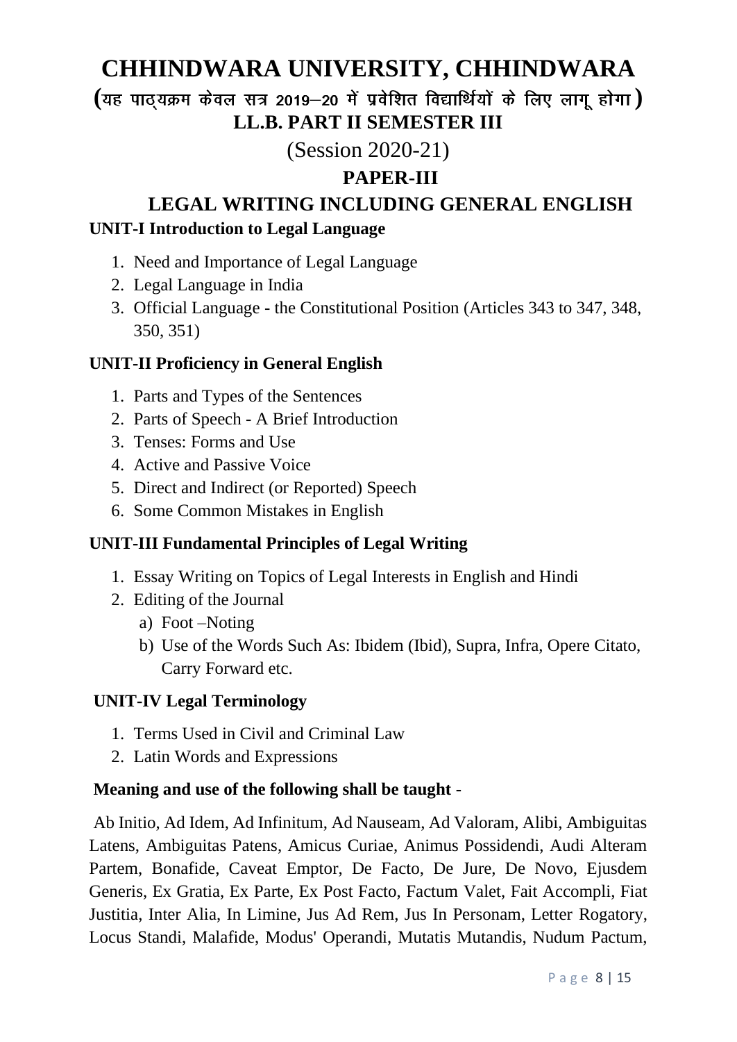# CHHINDWARA UNIVERSITY, CHHINDWARA

**(यह पाठ्यक्रम केवल सत्र 2019–20 में प्रवेशित विद्यार्थियों के लिए लागू होगा)**

## LL.B. PART II SEMESTER III

(Session 2020-21)

## PAPER-III

## LEGAL WRITING INCLUDING GENERAL ENGLISH

### UNIT-I Introduction to Legal Language

1. Need and Importance of Legal Language
2. Legal Language in India
3. Official Language - the Constitutional Position (Articles 343 to 347, 348, 350, 351)

### UNIT-II Proficiency in General English

1. Parts and Types of the Sentences
2. Parts of Speech - A Brief Introduction
3. Tenses: Forms and Use
4. Active and Passive Voice
5. Direct and Indirect (or Reported) Speech
6. Some Common Mistakes in English

### UNIT-III Fundamental Principles of Legal Writing

1. Essay Writing on Topics of Legal Interests in English and Hindi
2. Editing of the Journal
   a) Foot –Noting
   b) Use of the Words Such As: Ibidem (Ibid), Supra, Infra, Opere Citato, Carry Forward etc.

### UNIT-IV Legal Terminology

1. Terms Used in Civil and Criminal Law
2. Latin Words and Expressions

**Meaning and use of the following shall be taught -**

Ab Initio, Ad Idem, Ad Infinitum, Ad Nauseam, Ad Valoram, Alibi, Ambiguitas Latens, Ambiguitas Patens, Amicus Curiae, Animus Possidendi, Audi Alteram Partem, Bonafide, Caveat Emptor, De Facto, De Jure, De Novo, Ejusdem Generis, Ex Gratia, Ex Parte, Ex Post Facto, Factum Valet, Fait Accompli, Fiat Justitia, Inter Alia, In Limine, Jus Ad Rem, Jus In Personam, Letter Rogatory, Locus Standi, Malafide, Modus' Operandi, Mutatis Mutandis, Nudum Pactum,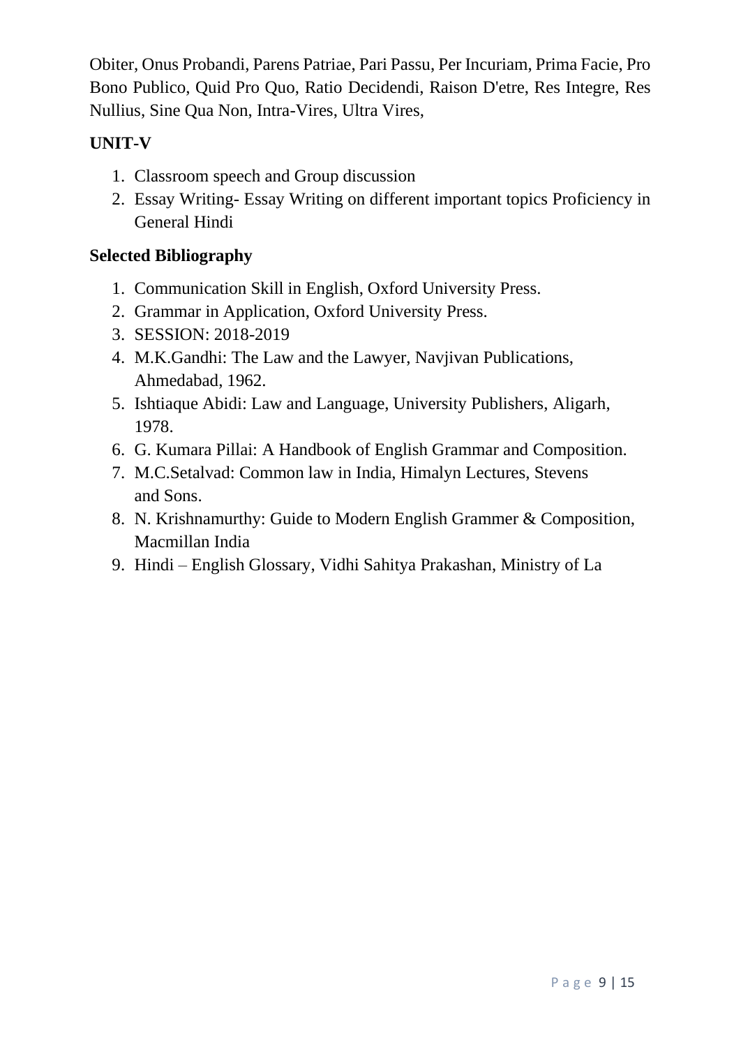Obiter, Onus Probandi, Parens Patriae, Pari Passu, Per Incuriam, Prima Facie, Pro Bono Publico, Quid Pro Quo, Ratio Decidendi, Raison D'etre, Res Integre, Res Nullius, Sine Qua Non, Intra-Vires, Ultra Vires,

**UNIT-V**

1. Classroom speech and Group discussion
2. Essay Writing- Essay Writing on different important topics Proficiency in General Hindi

**Selected Bibliography**

1. Communication Skill in English, Oxford University Press.
2. Grammar in Application, Oxford University Press.
3. SESSION: 2018-2019
4. M.K.Gandhi: The Law and the Lawyer, Navjivan Publications, Ahmedabad, 1962.
5. Ishtiaque Abidi: Law and Language, University Publishers, Aligarh, 1978.
6. G. Kumara Pillai: A Handbook of English Grammar and Composition.
7. M.C.Setalvad: Common law in India, Himalyn Lectures, Stevens and Sons.
8. N. Krishnamurthy: Guide to Modern English Grammer & Composition, Macmillan India
9. Hindi – English Glossary, Vidhi Sahitya Prakashan, Ministry of La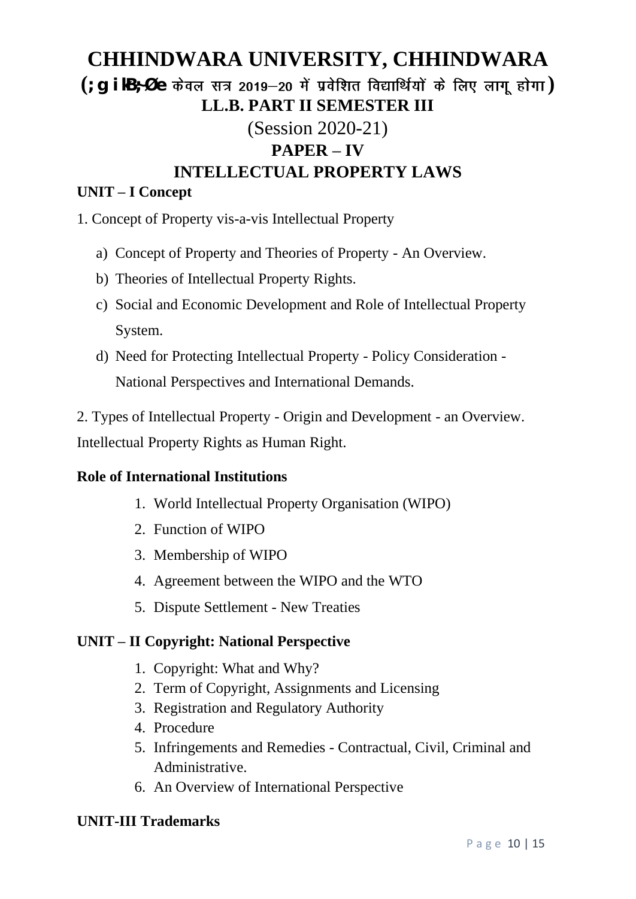# CHHINDWARA UNIVERSITY, CHHINDWARA

**(;g ikB;Øe केवल सत्र 2019–20 में प्रवेशित विद्यार्थियों के लिए लागू होगा)**

## LL.B. PART II SEMESTER III

(Session 2020-21)

## PAPER – IV

## INTELLECTUAL PROPERTY LAWS

### UNIT – I Concept

1. Concept of Property vis-a-vis Intellectual Property

   a) Concept of Property and Theories of Property - An Overview.

   b) Theories of Intellectual Property Rights.

   c) Social and Economic Development and Role of Intellectual Property System.

   d) Need for Protecting Intellectual Property - Policy Consideration - National Perspectives and International Demands.

2. Types of Intellectual Property - Origin and Development - an Overview.

Intellectual Property Rights as Human Right.

**Role of International Institutions**

1. World Intellectual Property Organisation (WIPO)
2. Function of WIPO
3. Membership of WIPO
4. Agreement between the WIPO and the WTO
5. Dispute Settlement - New Treaties

### UNIT – II Copyright: National Perspective

1. Copyright: What and Why?
2. Term of Copyright, Assignments and Licensing
3. Registration and Regulatory Authority
4. Procedure
5. Infringements and Remedies - Contractual, Civil, Criminal and Administrative.
6. An Overview of International Perspective

### UNIT-III Trademarks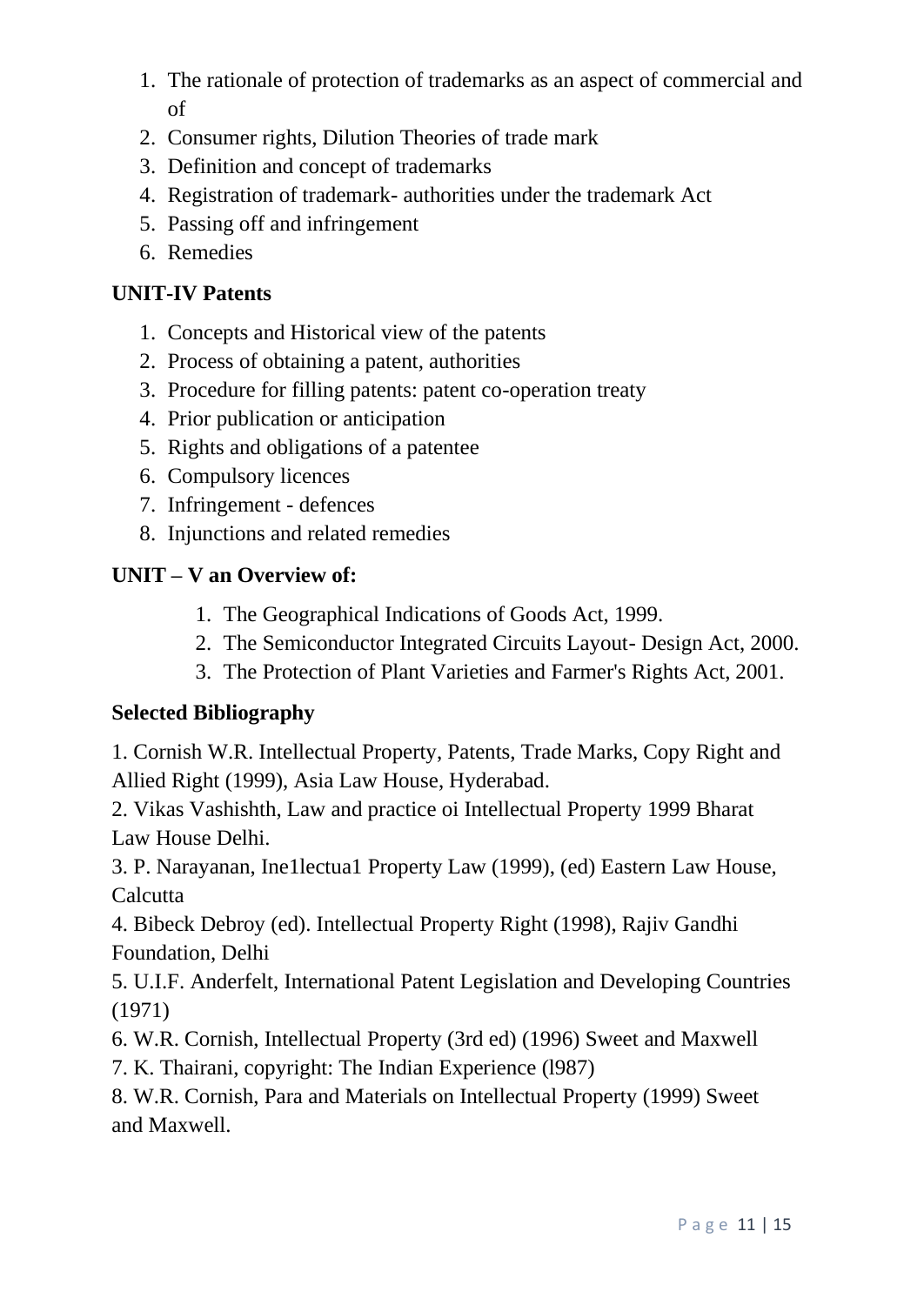1. The rationale of protection of trademarks as an aspect of commercial and of
2. Consumer rights, Dilution Theories of trade mark
3. Definition and concept of trademarks
4. Registration of trademark- authorities under the trademark Act
5. Passing off and infringement
6. Remedies

### UNIT-IV Patents

1. Concepts and Historical view of the patents
2. Process of obtaining a patent, authorities
3. Procedure for filling patents: patent co-operation treaty
4. Prior publication or anticipation
5. Rights and obligations of a patentee
6. Compulsory licences
7. Infringement - defences
8. Injunctions and related remedies

### UNIT – V an Overview of:

1. The Geographical Indications of Goods Act, 1999.
2. The Semiconductor Integrated Circuits Layout- Design Act, 2000.
3. The Protection of Plant Varieties and Farmer's Rights Act, 2001.

### Selected Bibliography

1. Cornish W.R. Intellectual Property, Patents, Trade Marks, Copy Right and Allied Right (1999), Asia Law House, Hyderabad.
2. Vikas Vashishth, Law and practice oi Intellectual Property 1999 Bharat Law House Delhi.
3. P. Narayanan, Ine1lectua1 Property Law (1999), (ed) Eastern Law House, Calcutta
4. Bibeck Debroy (ed). Intellectual Property Right (1998), Rajiv Gandhi Foundation, Delhi
5. U.I.F. Anderfelt, International Patent Legislation and Developing Countries (1971)
6. W.R. Cornish, Intellectual Property (3rd ed) (1996) Sweet and Maxwell
7. K. Thairani, copyright: The Indian Experience (l987)
8. W.R. Cornish, Para and Materials on Intellectual Property (1999) Sweet and Maxwell.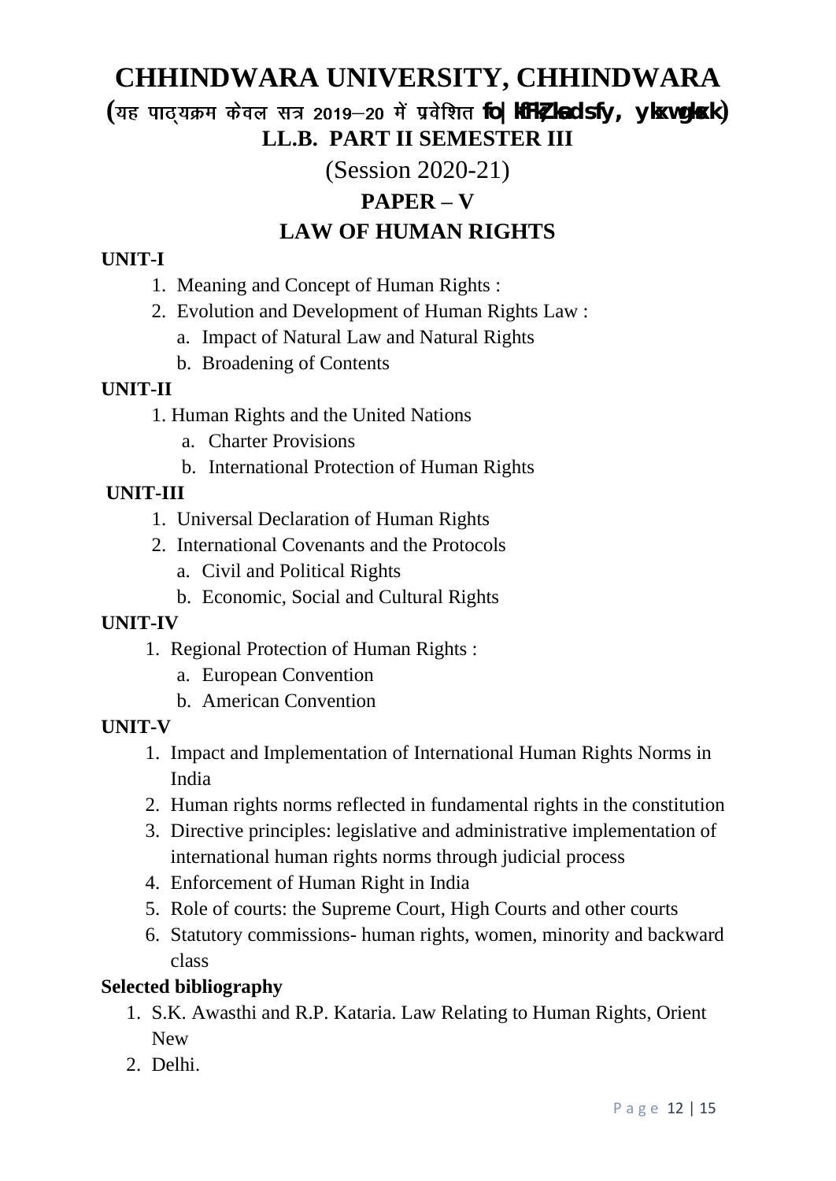# CHHINDWARA UNIVERSITY, CHHINDWARA

**(यह पाठ्यक्रम केवल सत्र 2019–20 में प्रवेशित fo| kfFkZ;ksa ds fy, ykxw gksxk)**

## LL.B. PART II SEMESTER III

(Session 2020-21)

## PAPER – V

## LAW OF HUMAN RIGHTS

**UNIT-I**

1. Meaning and Concept of Human Rights :
2. Evolution and Development of Human Rights Law :
   a. Impact of Natural Law and Natural Rights
   b. Broadening of Contents

**UNIT-II**

1. Human Rights and the United Nations
   a. Charter Provisions
   b. International Protection of Human Rights

**UNIT-III**

1. Universal Declaration of Human Rights
2. International Covenants and the Protocols
   a. Civil and Political Rights
   b. Economic, Social and Cultural Rights

**UNIT-IV**

1. Regional Protection of Human Rights :
   a. European Convention
   b. American Convention

**UNIT-V**

1. Impact and Implementation of International Human Rights Norms in India
2. Human rights norms reflected in fundamental rights in the constitution
3. Directive principles: legislative and administrative implementation of international human rights norms through judicial process
4. Enforcement of Human Right in India
5. Role of courts: the Supreme Court, High Courts and other courts
6. Statutory commissions- human rights, women, minority and backward class

**Selected bibliography**

1. S.K. Awasthi and R.P. Kataria. Law Relating to Human Rights, Orient New
2. Delhi.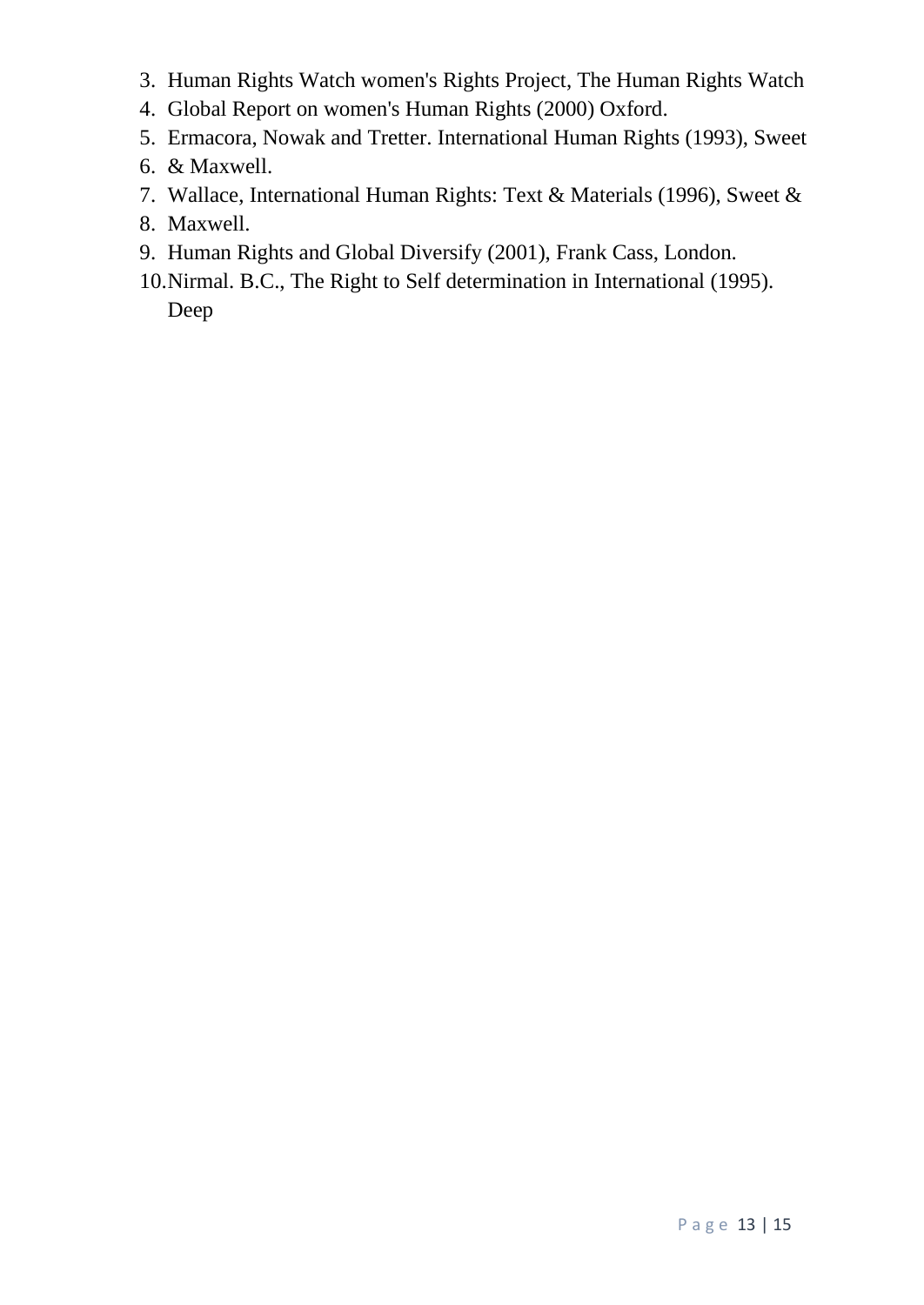3. Human Rights Watch women's Rights Project, The Human Rights Watch
4. Global Report on women's Human Rights (2000) Oxford.
5. Ermacora, Nowak and Tretter. International Human Rights (1993), Sweet
6. & Maxwell.
7. Wallace, International Human Rights: Text & Materials (1996), Sweet &
8. Maxwell.
9. Human Rights and Global Diversify (2001), Frank Cass, London.
10. Nirmal. B.C., The Right to Self determination in International (1995). Deep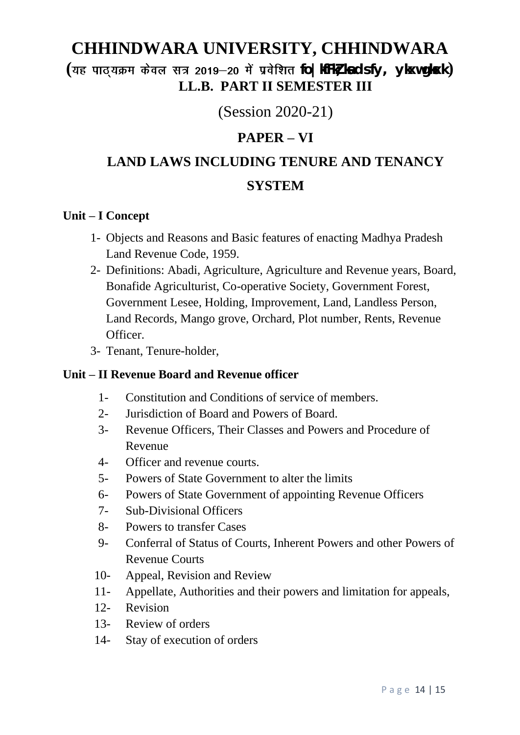# CHHINDWARA UNIVERSITY, CHHINDWARA

**(यह पाठ्यक्रम केवल सत्र 2019–20 में प्रवेशित fo|kfFkZ;ksa ds fy, ykxw gksxk)**

**LL.B. PART II SEMESTER III**

(Session 2020-21)

## PAPER – VI

## LAND LAWS INCLUDING TENURE AND TENANCY SYSTEM

**Unit – I Concept**

1- Objects and Reasons and Basic features of enacting Madhya Pradesh Land Revenue Code, 1959.
2- Definitions: Abadi, Agriculture, Agriculture and Revenue years, Board, Bonafide Agriculturist, Co-operative Society, Government Forest, Government Lesee, Holding, Improvement, Land, Landless Person, Land Records, Mango grove, Orchard, Plot number, Rents, Revenue Officer.
3- Tenant, Tenure-holder,

**Unit – II Revenue Board and Revenue officer**

1- Constitution and Conditions of service of members.
2- Jurisdiction of Board and Powers of Board.
3- Revenue Officers, Their Classes and Powers and Procedure of Revenue
4- Officer and revenue courts.
5- Powers of State Government to alter the limits
6- Powers of State Government of appointing Revenue Officers
7- Sub-Divisional Officers
8- Powers to transfer Cases
9- Conferral of Status of Courts, Inherent Powers and other Powers of Revenue Courts
10- Appeal, Revision and Review
11- Appellate, Authorities and their powers and limitation for appeals,
12- Revision
13- Review of orders
14- Stay of execution of orders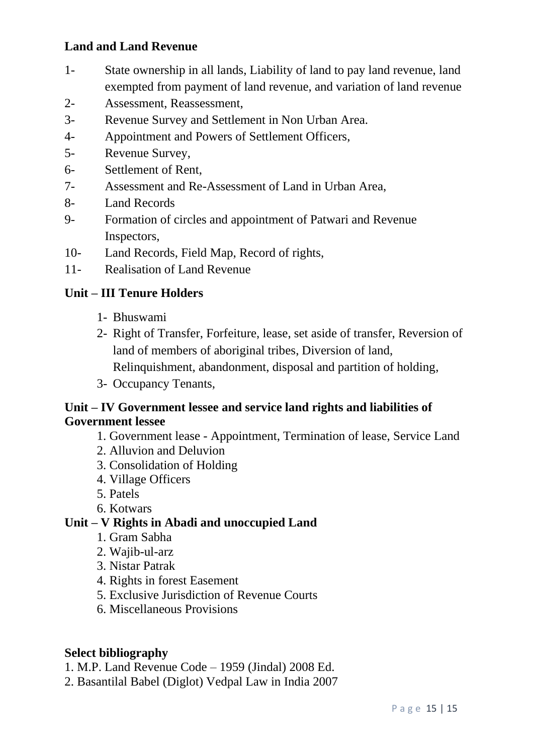**Land and Land Revenue**

1- State ownership in all lands, Liability of land to pay land revenue, land exempted from payment of land revenue, and variation of land revenue
2- Assessment, Reassessment,
3- Revenue Survey and Settlement in Non Urban Area.
4- Appointment and Powers of Settlement Officers,
5- Revenue Survey,
6- Settlement of Rent,
7- Assessment and Re-Assessment of Land in Urban Area,
8- Land Records
9- Formation of circles and appointment of Patwari and Revenue Inspectors,
10- Land Records, Field Map, Record of rights,
11- Realisation of Land Revenue

**Unit – III Tenure Holders**

1- Bhuswami
2- Right of Transfer, Forfeiture, lease, set aside of transfer, Reversion of land of members of aboriginal tribes, Diversion of land, Relinquishment, abandonment, disposal and partition of holding,
3- Occupancy Tenants,

**Unit – IV Government lessee and service land rights and liabilities of Government lessee**

1. Government lease - Appointment, Termination of lease, Service Land
2. Alluvion and Deluvion
3. Consolidation of Holding
4. Village Officers
5. Patels
6. Kotwars

**Unit – V Rights in Abadi and unoccupied Land**

1. Gram Sabha
2. Wajib-ul-arz
3. Nistar Patrak
4. Rights in forest Easement
5. Exclusive Jurisdiction of Revenue Courts
6. Miscellaneous Provisions

**Select bibliography**

1. M.P. Land Revenue Code – 1959 (Jindal) 2008 Ed.
2. Basantilal Babel (Diglot) Vedpal Law in India 2007